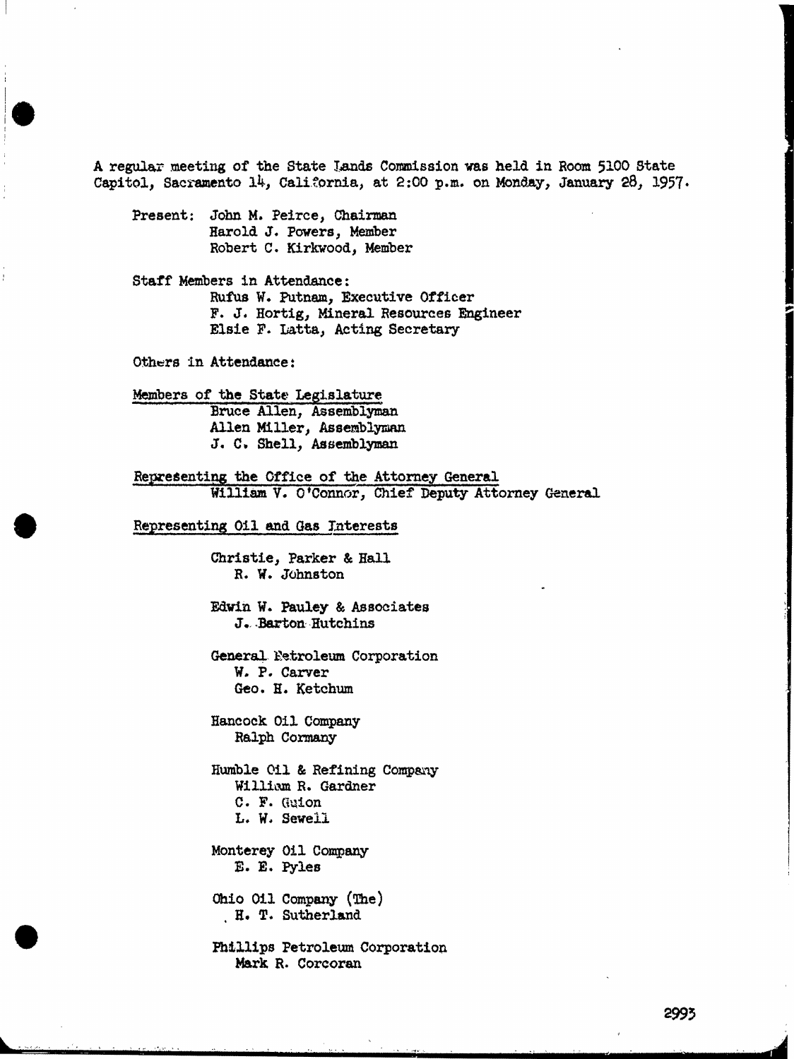A regular meeting of the State Lands Commission was held in Room 5100 State Capitol, Sacramento 14, California, at 2:00 p.m. on Monday, January 28, 1957.

Present: John M. Peirce, Chairman
Harold J. Powers, Member
Robert C. Kirkwood, Member

Staff Members in Attendance:
Rufus W. Putnam, Executive Officer
F. J. Hortig, Mineral Resources Engineer
Elsie F. Latta, Acting Secretary

Others in Attendance:

Members of the State Legislature
Bruce Allen, Assemblyman
Allen Miller, Assemblyman
J. C. Shell, Assemblyman

Representing the Office of the Attorney General
William V. O'Connor, Chief Deputy Attorney General

Representing Oil and Gas Interests

Christie, Parker & Hall
R. W. Johnston

Edwin W. Pauley & Associates
J. Barton Hutchins

General Petroleum Corporation
W. P. Carver
Geo. H. Ketchum

Hancock Oil Company
Ralph Cormany

Humble Oil & Refining Company
William R. Gardner
C. F. Guion
L. W. Sewell

Monterey Oil Company
E. E. Pyles

Ohio Oil Company (The)
H. T. Sutherland

Phillips Petroleum Corporation
Mark R. Corcoran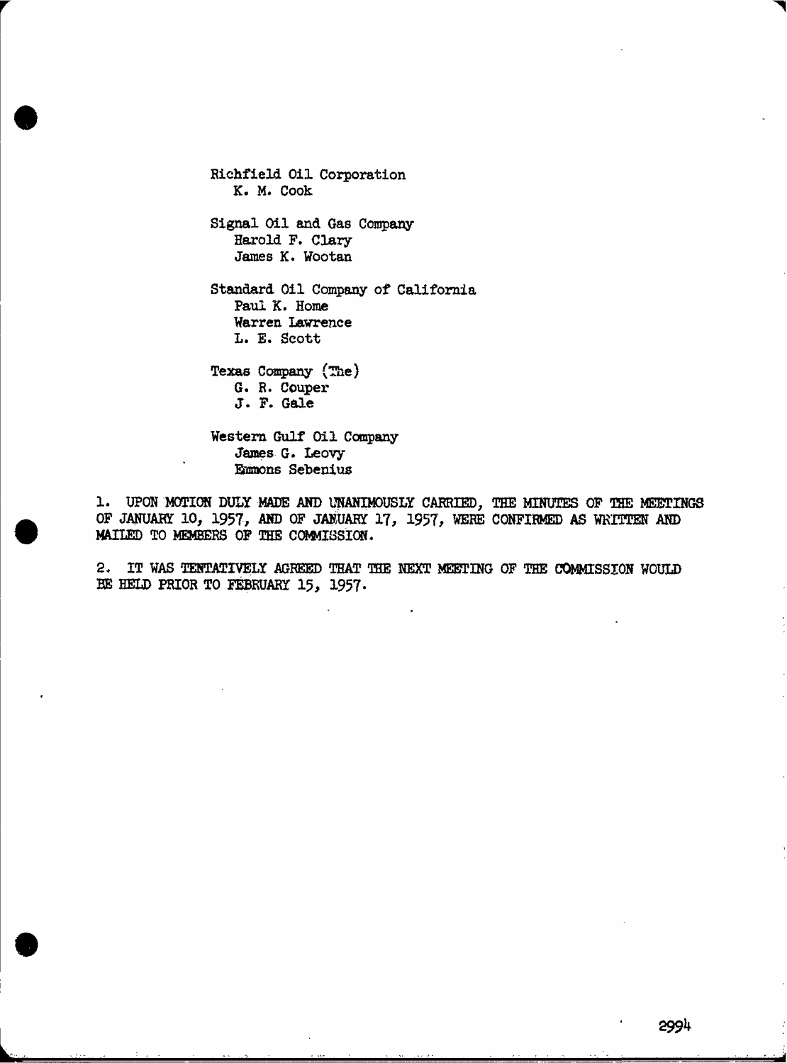Richfield Oil Corporation
   K. M. Cook

Signal Oil and Gas Company
   Harold F. Clary
   James K. Wootan

Standard Oil Company of California
   Paul K. Home
   Warren Lawrence
   L. E. Scott

Texas Company (The)
   G. R. Couper
   J. F. Gale

Western Gulf Oil Company
   James G. Leovy
   Emmons Sebenius

1. UPON MOTION DULY MADE AND UNANIMOUSLY CARRIED, THE MINUTES OF THE MEETINGS OF JANUARY 10, 1957, AND OF JANUARY 17, 1957, WERE CONFIRMED AS WRITTEN AND MAILED TO MEMBERS OF THE COMMISSION.

2. IT WAS TENTATIVELY AGREED THAT THE NEXT MEETING OF THE COMMISSION WOULD BE HELD PRIOR TO FEBRUARY 15, 1957.